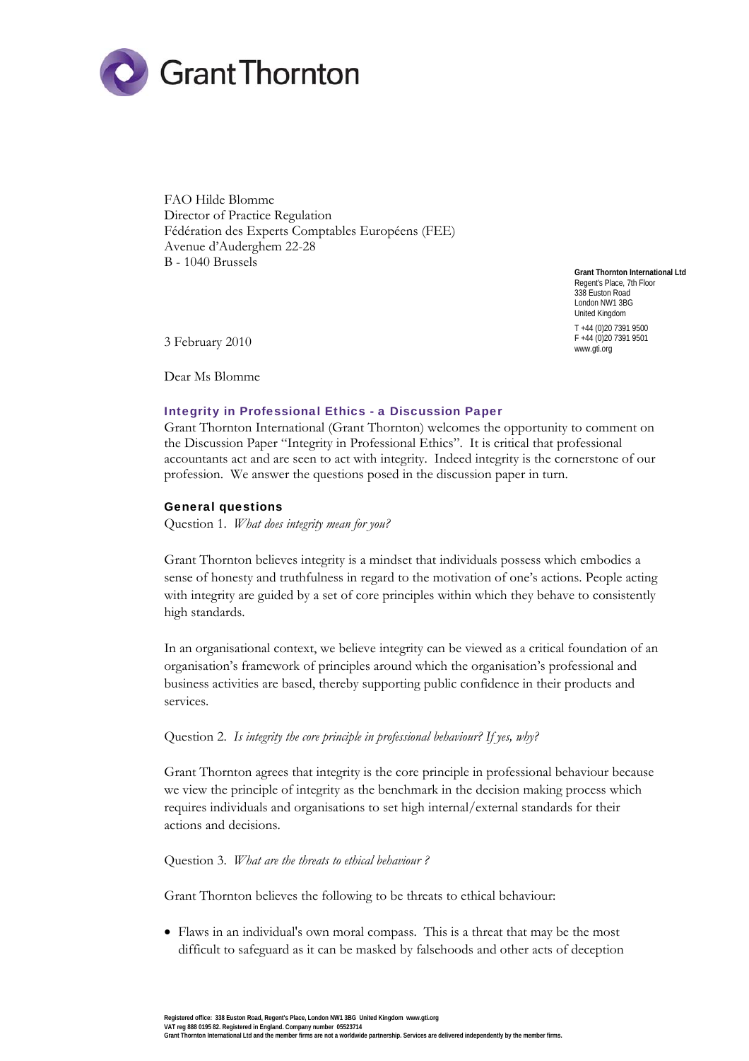Grant Thornton

FAO Hilde Blomme
Director of Practice Regulation
Fédération des Experts Comptables Européens (FEE)
Avenue d'Auderghem 22-28
B - 1040 Brussels

**Grant Thornton International Ltd**
Regent's Place, 7th Floor
338 Euston Road
London NW1 3BG
United Kingdom

T +44 (0)20 7391 9500
F +44 (0)20 7391 9501
www.gti.org

3 February 2010

Dear Ms Blomme

## Integrity in Professional Ethics - a Discussion Paper

Grant Thornton International (Grant Thornton) welcomes the opportunity to comment on the Discussion Paper "Integrity in Professional Ethics". It is critical that professional accountants act and are seen to act with integrity. Indeed integrity is the cornerstone of our profession. We answer the questions posed in the discussion paper in turn.

### General questions

Question 1. *What does integrity mean for you?*

Grant Thornton believes integrity is a mindset that individuals possess which embodies a sense of honesty and truthfulness in regard to the motivation of one's actions. People acting with integrity are guided by a set of core principles within which they behave to consistently high standards.

In an organisational context, we believe integrity can be viewed as a critical foundation of an organisation's framework of principles around which the organisation's professional and business activities are based, thereby supporting public confidence in their products and services.

Question 2. *Is integrity the core principle in professional behaviour? If yes, why?*

Grant Thornton agrees that integrity is the core principle in professional behaviour because we view the principle of integrity as the benchmark in the decision making process which requires individuals and organisations to set high internal/external standards for their actions and decisions.

Question 3. *What are the threats to ethical behaviour ?*

Grant Thornton believes the following to be threats to ethical behaviour:

- Flaws in an individual's own moral compass. This is a threat that may be the most difficult to safeguard as it can be masked by falsehoods and other acts of deception

Registered office: 338 Euston Road, Regent's Place, London NW1 3BG United Kingdom www.gti.org
VAT reg 888 0195 82. Registered in England. Company number 05523714
Grant Thornton International Ltd and the member firms are not a worldwide partnership. Services are delivered independently by the member firms.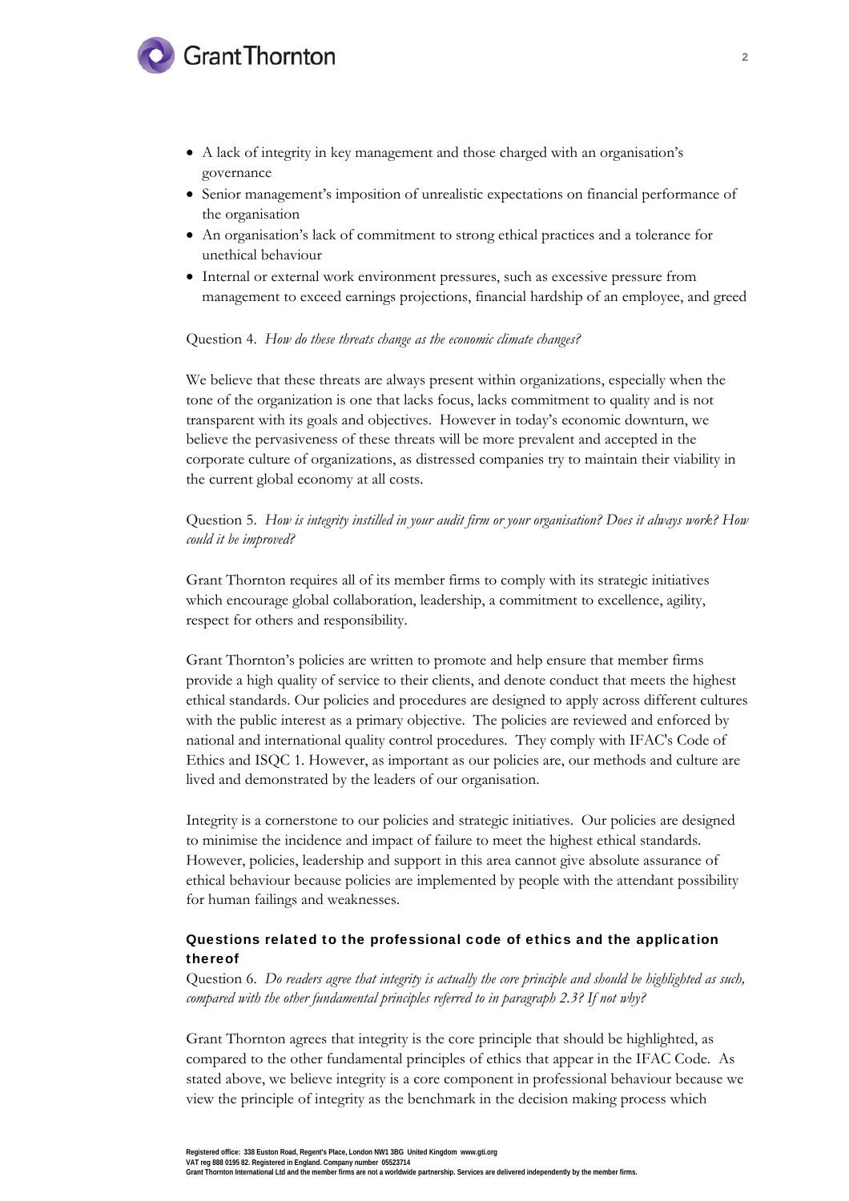- A lack of integrity in key management and those charged with an organisation's governance
- Senior management's imposition of unrealistic expectations on financial performance of the organisation
- An organisation's lack of commitment to strong ethical practices and a tolerance for unethical behaviour
- Internal or external work environment pressures, such as excessive pressure from management to exceed earnings projections, financial hardship of an employee, and greed

Question 4. *How do these threats change as the economic climate changes?*

We believe that these threats are always present within organizations, especially when the tone of the organization is one that lacks focus, lacks commitment to quality and is not transparent with its goals and objectives. However in today's economic downturn, we believe the pervasiveness of these threats will be more prevalent and accepted in the corporate culture of organizations, as distressed companies try to maintain their viability in the current global economy at all costs.

Question 5. *How is integrity instilled in your audit firm or your organisation? Does it always work? How could it be improved?*

Grant Thornton requires all of its member firms to comply with its strategic initiatives which encourage global collaboration, leadership, a commitment to excellence, agility, respect for others and responsibility.

Grant Thornton's policies are written to promote and help ensure that member firms provide a high quality of service to their clients, and denote conduct that meets the highest ethical standards. Our policies and procedures are designed to apply across different cultures with the public interest as a primary objective. The policies are reviewed and enforced by national and international quality control procedures. They comply with IFAC's Code of Ethics and ISQC 1. However, as important as our policies are, our methods and culture are lived and demonstrated by the leaders of our organisation.

Integrity is a cornerstone to our policies and strategic initiatives. Our policies are designed to minimise the incidence and impact of failure to meet the highest ethical standards. However, policies, leadership and support in this area cannot give absolute assurance of ethical behaviour because policies are implemented by people with the attendant possibility for human failings and weaknesses.

**Questions related to the professional code of ethics and the application thereof**

Question 6. *Do readers agree that integrity is actually the core principle and should be highlighted as such, compared with the other fundamental principles referred to in paragraph 2.3? If not why?*

Grant Thornton agrees that integrity is the core principle that should be highlighted, as compared to the other fundamental principles of ethics that appear in the IFAC Code. As stated above, we believe integrity is a core component in professional behaviour because we view the principle of integrity as the benchmark in the decision making process which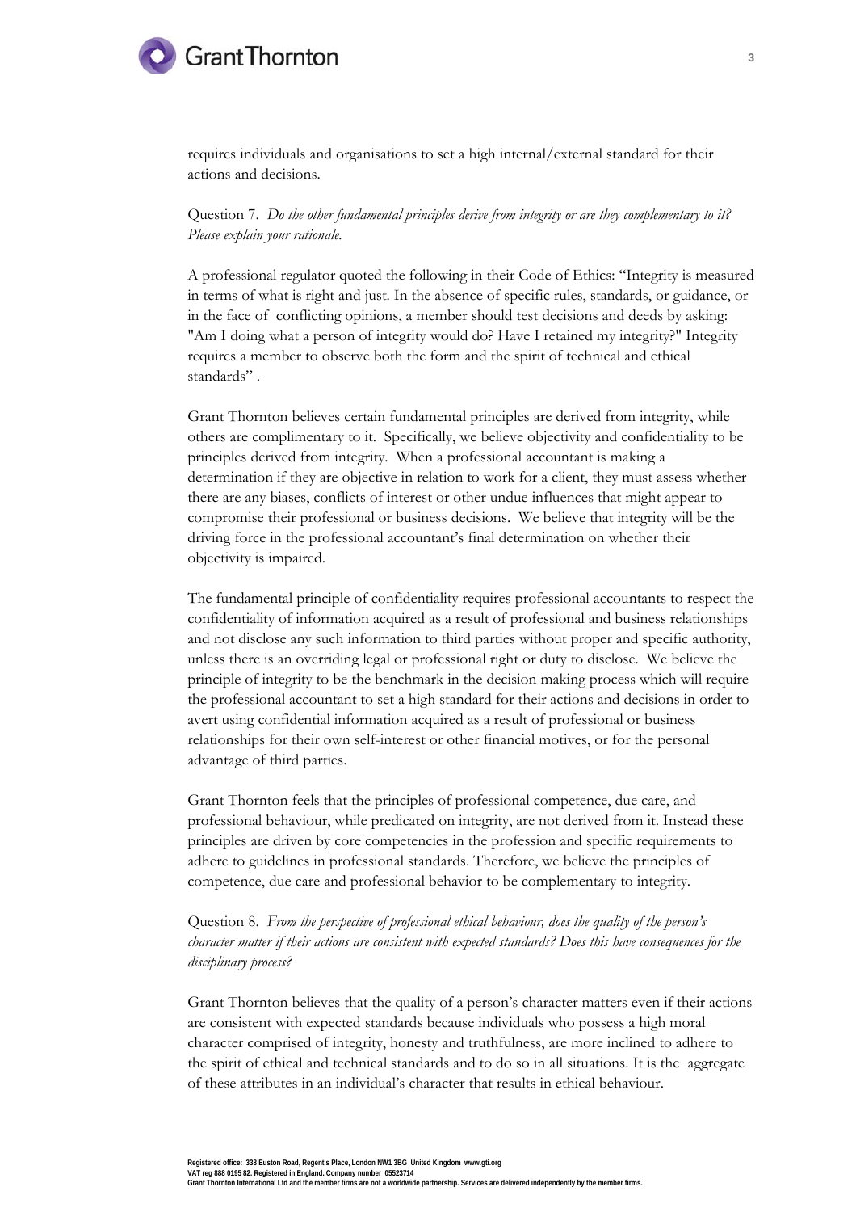requires individuals and organisations to set a high internal/external standard for their actions and decisions.

Question 7. *Do the other fundamental principles derive from integrity or are they complementary to it? Please explain your rationale.*

A professional regulator quoted the following in their Code of Ethics: "Integrity is measured in terms of what is right and just. In the absence of specific rules, standards, or guidance, or in the face of conflicting opinions, a member should test decisions and deeds by asking: "Am I doing what a person of integrity would do? Have I retained my integrity?" Integrity requires a member to observe both the form and the spirit of technical and ethical standards" .

Grant Thornton believes certain fundamental principles are derived from integrity, while others are complimentary to it. Specifically, we believe objectivity and confidentiality to be principles derived from integrity. When a professional accountant is making a determination if they are objective in relation to work for a client, they must assess whether there are any biases, conflicts of interest or other undue influences that might appear to compromise their professional or business decisions. We believe that integrity will be the driving force in the professional accountant's final determination on whether their objectivity is impaired.

The fundamental principle of confidentiality requires professional accountants to respect the confidentiality of information acquired as a result of professional and business relationships and not disclose any such information to third parties without proper and specific authority, unless there is an overriding legal or professional right or duty to disclose. We believe the principle of integrity to be the benchmark in the decision making process which will require the professional accountant to set a high standard for their actions and decisions in order to avert using confidential information acquired as a result of professional or business relationships for their own self-interest or other financial motives, or for the personal advantage of third parties.

Grant Thornton feels that the principles of professional competence, due care, and professional behaviour, while predicated on integrity, are not derived from it. Instead these principles are driven by core competencies in the profession and specific requirements to adhere to guidelines in professional standards. Therefore, we believe the principles of competence, due care and professional behavior to be complementary to integrity.

Question 8. *From the perspective of professional ethical behaviour, does the quality of the person's character matter if their actions are consistent with expected standards? Does this have consequences for the disciplinary process?*

Grant Thornton believes that the quality of a person's character matters even if their actions are consistent with expected standards because individuals who possess a high moral character comprised of integrity, honesty and truthfulness, are more inclined to adhere to the spirit of ethical and technical standards and to do so in all situations. It is the aggregate of these attributes in an individual's character that results in ethical behaviour.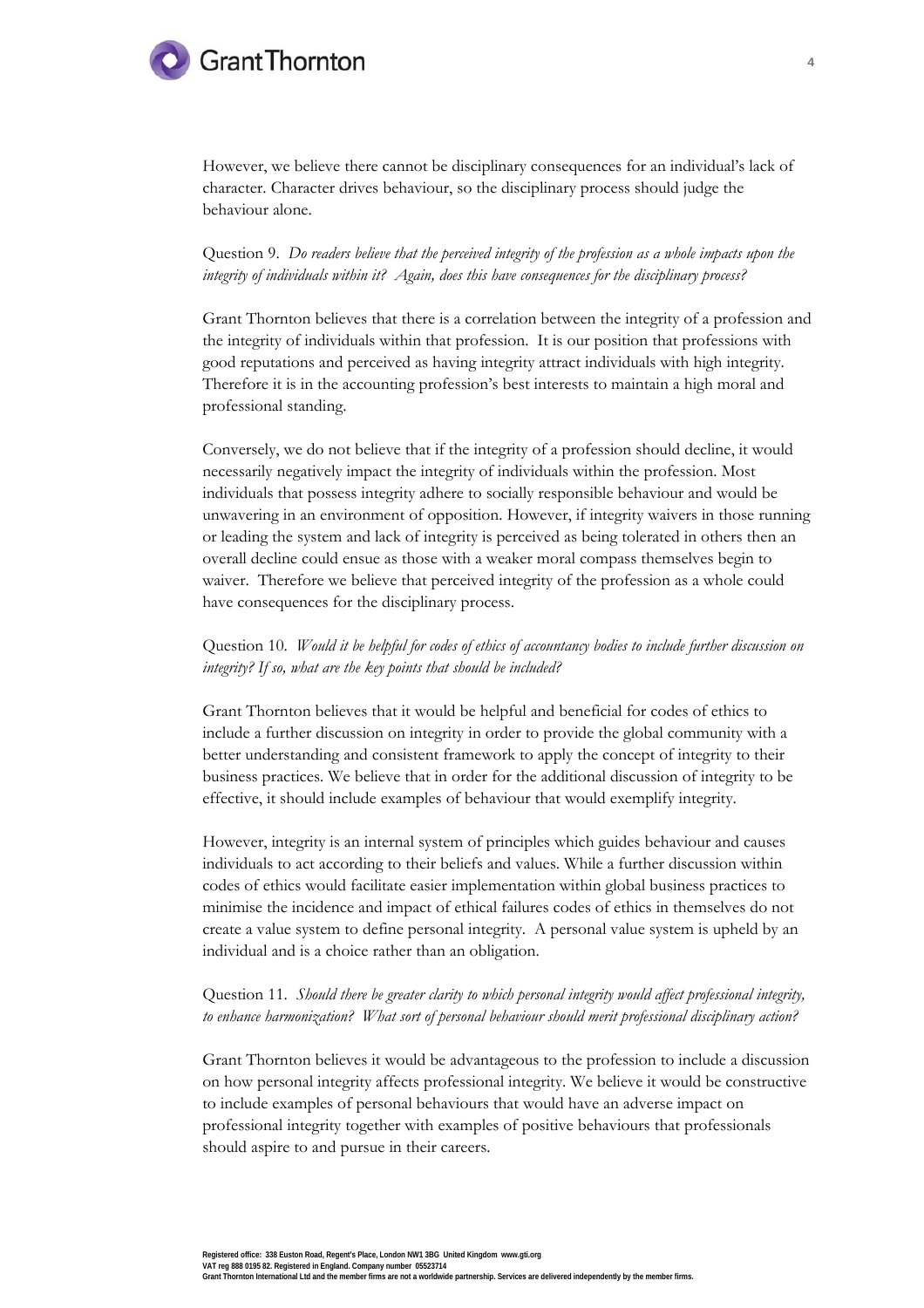However, we believe there cannot be disciplinary consequences for an individual's lack of character. Character drives behaviour, so the disciplinary process should judge the behaviour alone.

Question 9. *Do readers believe that the perceived integrity of the profession as a whole impacts upon the integrity of individuals within it? Again, does this have consequences for the disciplinary process?*

Grant Thornton believes that there is a correlation between the integrity of a profession and the integrity of individuals within that profession. It is our position that professions with good reputations and perceived as having integrity attract individuals with high integrity. Therefore it is in the accounting profession's best interests to maintain a high moral and professional standing.

Conversely, we do not believe that if the integrity of a profession should decline, it would necessarily negatively impact the integrity of individuals within the profession. Most individuals that possess integrity adhere to socially responsible behaviour and would be unwavering in an environment of opposition. However, if integrity waivers in those running or leading the system and lack of integrity is perceived as being tolerated in others then an overall decline could ensue as those with a weaker moral compass themselves begin to waiver. Therefore we believe that perceived integrity of the profession as a whole could have consequences for the disciplinary process.

Question 10. *Would it be helpful for codes of ethics of accountancy bodies to include further discussion on integrity? If so, what are the key points that should be included?*

Grant Thornton believes that it would be helpful and beneficial for codes of ethics to include a further discussion on integrity in order to provide the global community with a better understanding and consistent framework to apply the concept of integrity to their business practices. We believe that in order for the additional discussion of integrity to be effective, it should include examples of behaviour that would exemplify integrity.

However, integrity is an internal system of principles which guides behaviour and causes individuals to act according to their beliefs and values. While a further discussion within codes of ethics would facilitate easier implementation within global business practices to minimise the incidence and impact of ethical failures codes of ethics in themselves do not create a value system to define personal integrity. A personal value system is upheld by an individual and is a choice rather than an obligation.

Question 11. *Should there be greater clarity to which personal integrity would affect professional integrity, to enhance harmonization? What sort of personal behaviour should merit professional disciplinary action?*

Grant Thornton believes it would be advantageous to the profession to include a discussion on how personal integrity affects professional integrity. We believe it would be constructive to include examples of personal behaviours that would have an adverse impact on professional integrity together with examples of positive behaviours that professionals should aspire to and pursue in their careers.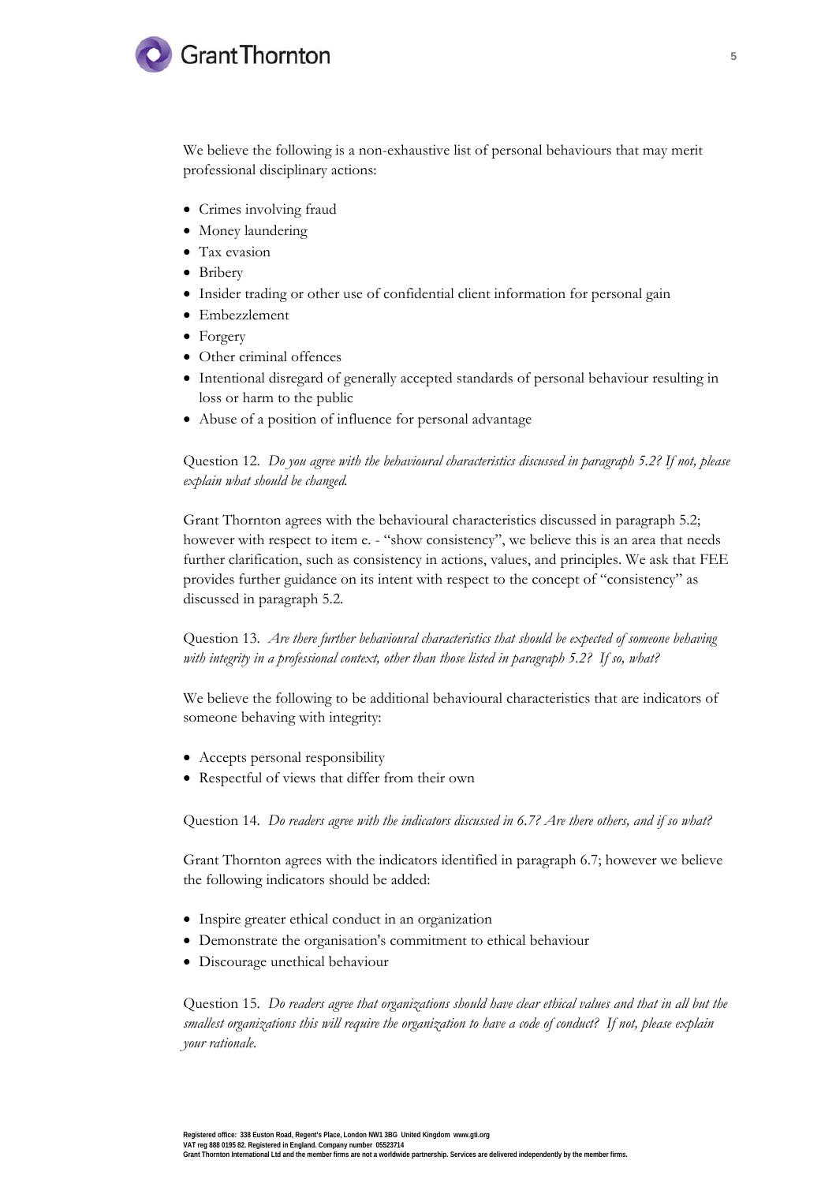We believe the following is a non-exhaustive list of personal behaviours that may merit professional disciplinary actions:

- Crimes involving fraud
- Money laundering
- Tax evasion
- Bribery
- Insider trading or other use of confidential client information for personal gain
- Embezzlement
- Forgery
- Other criminal offences
- Intentional disregard of generally accepted standards of personal behaviour resulting in loss or harm to the public
- Abuse of a position of influence for personal advantage

Question 12. *Do you agree with the behavioural characteristics discussed in paragraph 5.2? If not, please explain what should be changed.*

Grant Thornton agrees with the behavioural characteristics discussed in paragraph 5.2; however with respect to item e. - "show consistency", we believe this is an area that needs further clarification, such as consistency in actions, values, and principles. We ask that FEE provides further guidance on its intent with respect to the concept of "consistency" as discussed in paragraph 5.2.

Question 13. *Are there further behavioural characteristics that should be expected of someone behaving with integrity in a professional context, other than those listed in paragraph 5.2? If so, what?*

We believe the following to be additional behavioural characteristics that are indicators of someone behaving with integrity:

- Accepts personal responsibility
- Respectful of views that differ from their own

Question 14. *Do readers agree with the indicators discussed in 6.7? Are there others, and if so what?*

Grant Thornton agrees with the indicators identified in paragraph 6.7; however we believe the following indicators should be added:

- Inspire greater ethical conduct in an organization
- Demonstrate the organisation's commitment to ethical behaviour
- Discourage unethical behaviour

Question 15. *Do readers agree that organizations should have clear ethical values and that in all but the smallest organizations this will require the organization to have a code of conduct? If not, please explain your rationale.*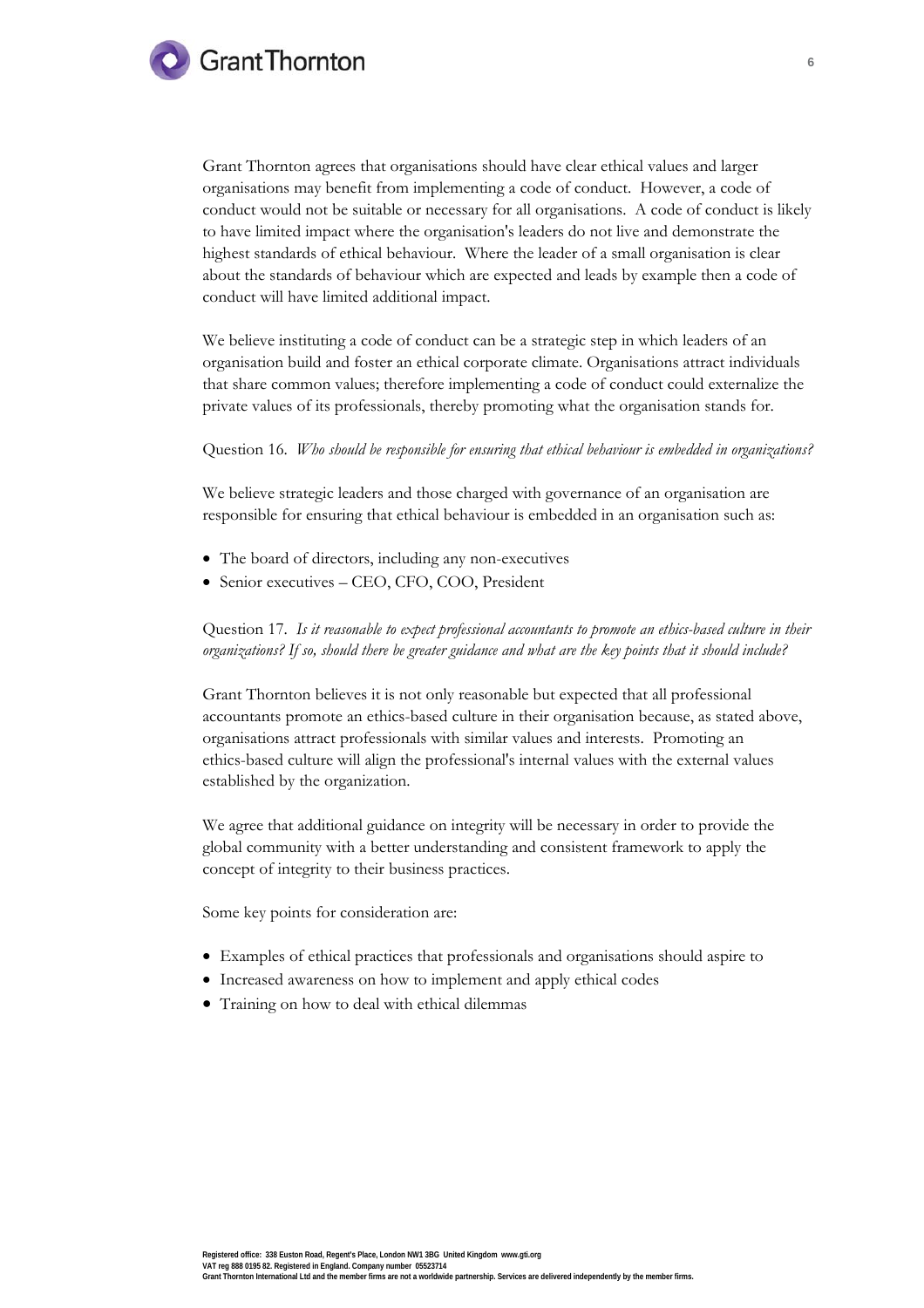Grant Thornton agrees that organisations should have clear ethical values and larger organisations may benefit from implementing a code of conduct. However, a code of conduct would not be suitable or necessary for all organisations. A code of conduct is likely to have limited impact where the organisation's leaders do not live and demonstrate the highest standards of ethical behaviour. Where the leader of a small organisation is clear about the standards of behaviour which are expected and leads by example then a code of conduct will have limited additional impact.

We believe instituting a code of conduct can be a strategic step in which leaders of an organisation build and foster an ethical corporate climate. Organisations attract individuals that share common values; therefore implementing a code of conduct could externalize the private values of its professionals, thereby promoting what the organisation stands for.

Question 16. *Who should be responsible for ensuring that ethical behaviour is embedded in organizations?*

We believe strategic leaders and those charged with governance of an organisation are responsible for ensuring that ethical behaviour is embedded in an organisation such as:

- The board of directors, including any non-executives
- Senior executives – CEO, CFO, COO, President

Question 17. *Is it reasonable to expect professional accountants to promote an ethics-based culture in their organizations? If so, should there be greater guidance and what are the key points that it should include?*

Grant Thornton believes it is not only reasonable but expected that all professional accountants promote an ethics-based culture in their organisation because, as stated above, organisations attract professionals with similar values and interests. Promoting an ethics-based culture will align the professional's internal values with the external values established by the organization.

We agree that additional guidance on integrity will be necessary in order to provide the global community with a better understanding and consistent framework to apply the concept of integrity to their business practices.

Some key points for consideration are:

- Examples of ethical practices that professionals and organisations should aspire to
- Increased awareness on how to implement and apply ethical codes
- Training on how to deal with ethical dilemmas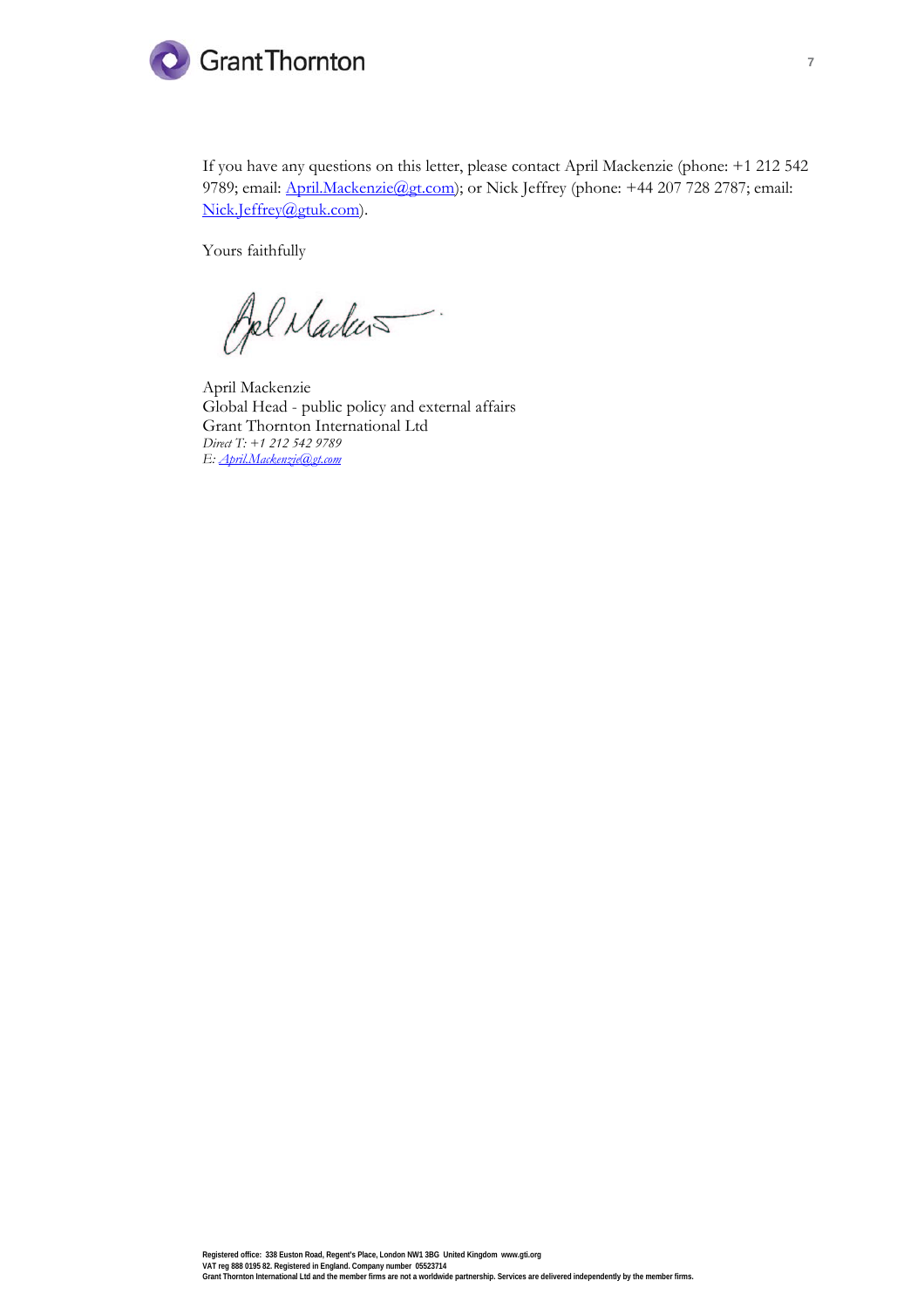If you have any questions on this letter, please contact April Mackenzie (phone: +1 212 542 9789; email: April.Mackenzie@gt.com); or Nick Jeffrey (phone: +44 207 728 2787; email: Nick.Jeffrey@gtuk.com).

Yours faithfully

April Mackenzie
Global Head - public policy and external affairs
Grant Thornton International Ltd
*Direct T: +1 212 542 9789*
*E: April.Mackenzie@gt.com*

Registered office: 338 Euston Road, Regent's Place, London NW1 3BG United Kingdom www.gti.org
VAT reg 888 0195 82. Registered in England. Company number 05523714
Grant Thornton International Ltd and the member firms are not a worldwide partnership. Services are delivered independently by the member firms.